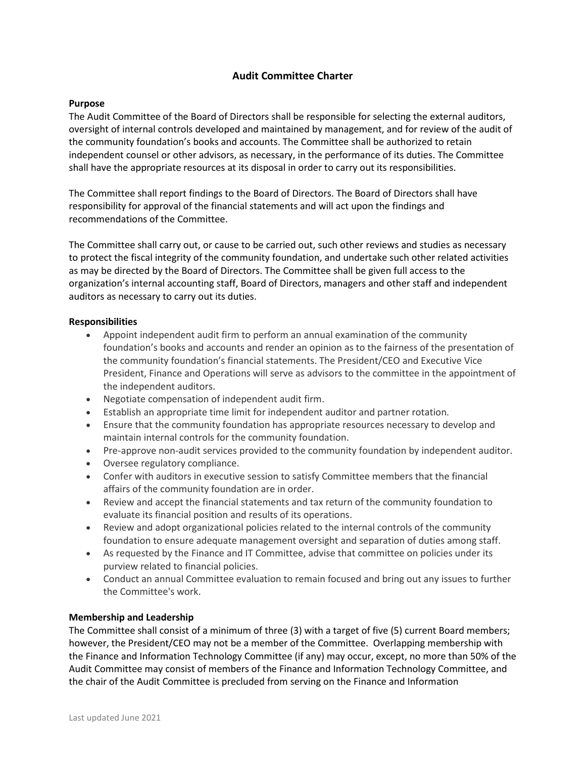# Audit Committee Charter

## Purpose

The Audit Committee of the Board of Directors shall be responsible for selecting the external auditors, oversight of internal controls developed and maintained by management, and for review of the audit of the community foundation's books and accounts. The Committee shall be authorized to retain independent counsel or other advisors, as necessary, in the performance of its duties. The Committee shall have the appropriate resources at its disposal in order to carry out its responsibilities.

The Committee shall report findings to the Board of Directors. The Board of Directors shall have responsibility for approval of the financial statements and will act upon the findings and recommendations of the Committee.

The Committee shall carry out, or cause to be carried out, such other reviews and studies as necessary to protect the fiscal integrity of the community foundation, and undertake such other related activities as may be directed by the Board of Directors. The Committee shall be given full access to the organization's internal accounting staff, Board of Directors, managers and other staff and independent auditors as necessary to carry out its duties.

## Responsibilities

- Appoint independent audit firm to perform an annual examination of the community foundation's books and accounts and render an opinion as to the fairness of the presentation of the community foundation's financial statements. The President/CEO and Executive Vice President, Finance and Operations will serve as advisors to the committee in the appointment of the independent auditors.
- Negotiate compensation of independent audit firm.
- Establish an appropriate time limit for independent auditor and partner rotation.
- Ensure that the community foundation has appropriate resources necessary to develop and maintain internal controls for the community foundation.
- Pre-approve non-audit services provided to the community foundation by independent auditor.
- Oversee regulatory compliance.
- Confer with auditors in executive session to satisfy Committee members that the financial affairs of the community foundation are in order.
- Review and accept the financial statements and tax return of the community foundation to evaluate its financial position and results of its operations.
- Review and adopt organizational policies related to the internal controls of the community foundation to ensure adequate management oversight and separation of duties among staff.
- As requested by the Finance and IT Committee, advise that committee on policies under its purview related to financial policies.
- Conduct an annual Committee evaluation to remain focused and bring out any issues to further the Committee's work.

## Membership and Leadership

The Committee shall consist of a minimum of three (3) with a target of five (5) current Board members; however, the President/CEO may not be a member of the Committee. Overlapping membership with the Finance and Information Technology Committee (if any) may occur, except, no more than 50% of the Audit Committee may consist of members of the Finance and Information Technology Committee, and the chair of the Audit Committee is precluded from serving on the Finance and Information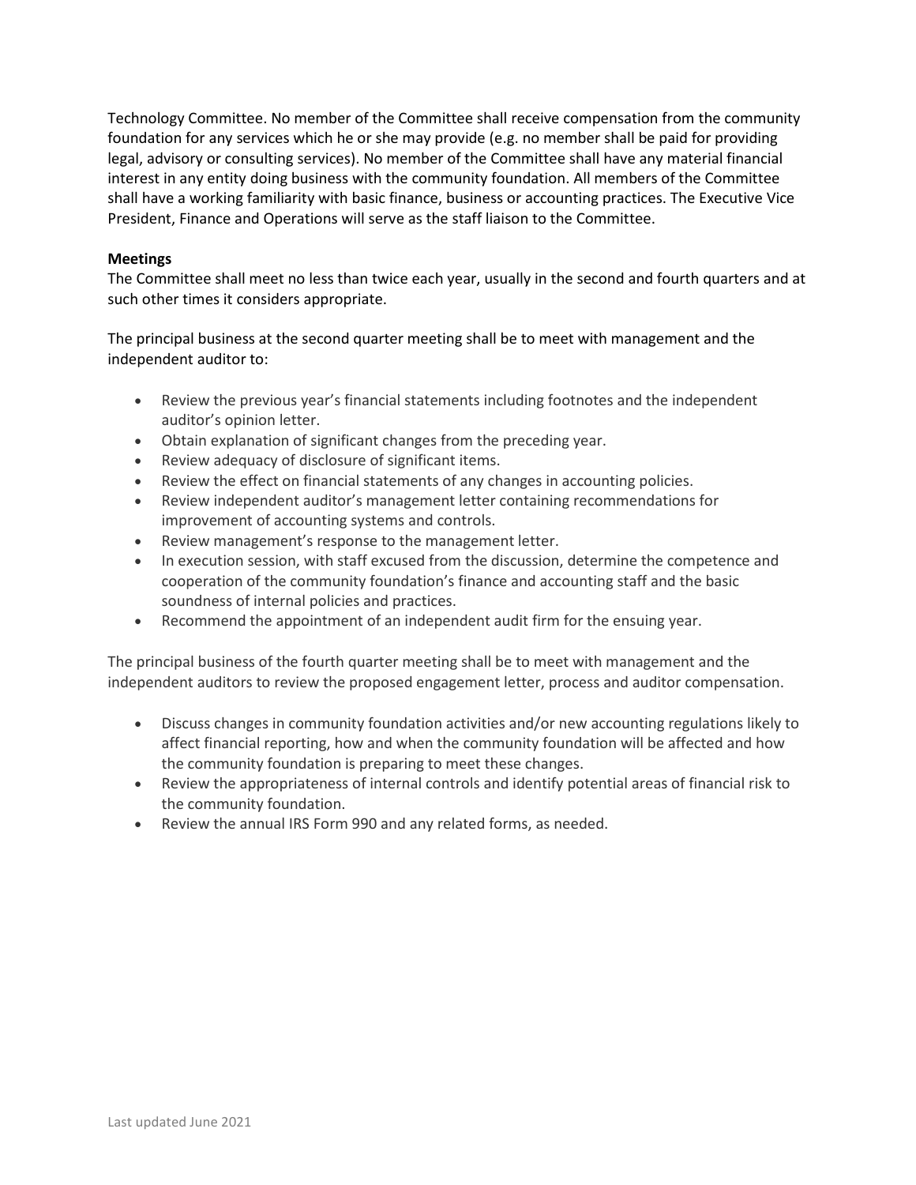Technology Committee. No member of the Committee shall receive compensation from the community foundation for any services which he or she may provide (e.g. no member shall be paid for providing legal, advisory or consulting services). No member of the Committee shall have any material financial interest in any entity doing business with the community foundation. All members of the Committee shall have a working familiarity with basic finance, business or accounting practices. The Executive Vice President, Finance and Operations will serve as the staff liaison to the Committee.

**Meetings**

The Committee shall meet no less than twice each year, usually in the second and fourth quarters and at such other times it considers appropriate.

The principal business at the second quarter meeting shall be to meet with management and the independent auditor to:

- Review the previous year's financial statements including footnotes and the independent auditor's opinion letter.
- Obtain explanation of significant changes from the preceding year.
- Review adequacy of disclosure of significant items.
- Review the effect on financial statements of any changes in accounting policies.
- Review independent auditor's management letter containing recommendations for improvement of accounting systems and controls.
- Review management's response to the management letter.
- In execution session, with staff excused from the discussion, determine the competence and cooperation of the community foundation's finance and accounting staff and the basic soundness of internal policies and practices.
- Recommend the appointment of an independent audit firm for the ensuing year.

The principal business of the fourth quarter meeting shall be to meet with management and the independent auditors to review the proposed engagement letter, process and auditor compensation.

- Discuss changes in community foundation activities and/or new accounting regulations likely to affect financial reporting, how and when the community foundation will be affected and how the community foundation is preparing to meet these changes.
- Review the appropriateness of internal controls and identify potential areas of financial risk to the community foundation.
- Review the annual IRS Form 990 and any related forms, as needed.

Last updated June 2021